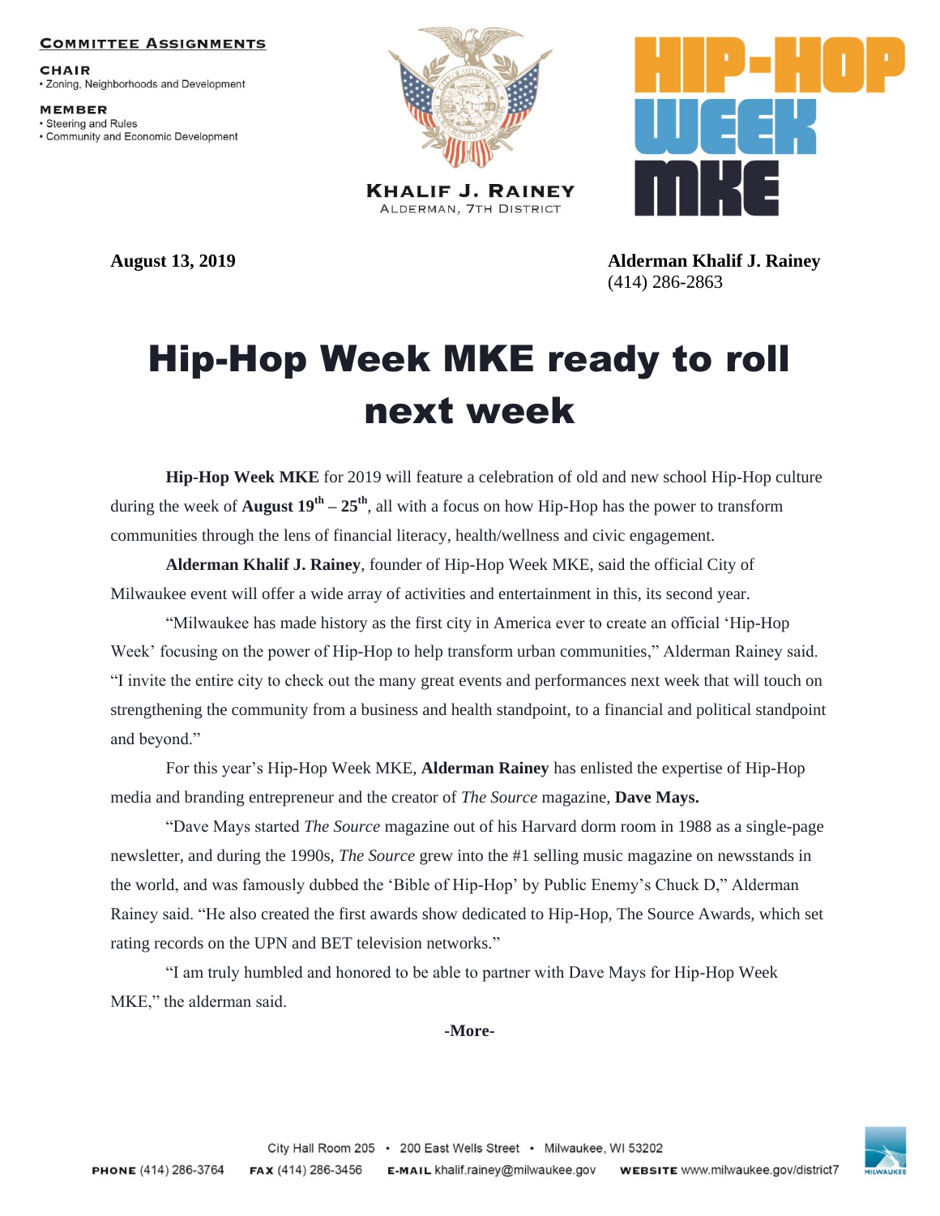**Committee Assignments**

**CHAIR**
- Zoning, Neighborhoods and Development

**MEMBER**
- Steering and Rules
- Community and Economic Development

**KHALIF J. RAINEY**
ALDERMAN, 7TH DISTRICT

HIP-HOP WEEK MKE

**August 13, 2019**

**Alderman Khalif J. Rainey**
(414) 286-2863

# Hip-Hop Week MKE ready to roll next week

**Hip-Hop Week MKE** for 2019 will feature a celebration of old and new school Hip-Hop culture during the week of **August 19th – 25th**, all with a focus on how Hip-Hop has the power to transform communities through the lens of financial literacy, health/wellness and civic engagement.

**Alderman Khalif J. Rainey**, founder of Hip-Hop Week MKE, said the official City of Milwaukee event will offer a wide array of activities and entertainment in this, its second year.

"Milwaukee has made history as the first city in America ever to create an official 'Hip-Hop Week' focusing on the power of Hip-Hop to help transform urban communities," Alderman Rainey said. "I invite the entire city to check out the many great events and performances next week that will touch on strengthening the community from a business and health standpoint, to a financial and political standpoint and beyond."

For this year's Hip-Hop Week MKE, **Alderman Rainey** has enlisted the expertise of Hip-Hop media and branding entrepreneur and the creator of *The Source* magazine, **Dave Mays.**

"Dave Mays started *The Source* magazine out of his Harvard dorm room in 1988 as a single-page newsletter, and during the 1990s, *The Source* grew into the #1 selling music magazine on newsstands in the world, and was famously dubbed the 'Bible of Hip-Hop' by Public Enemy's Chuck D," Alderman Rainey said. "He also created the first awards show dedicated to Hip-Hop, The Source Awards, which set rating records on the UPN and BET television networks."

"I am truly humbled and honored to be able to partner with Dave Mays for Hip-Hop Week MKE," the alderman said.

**-More-**

City Hall Room 205 • 200 East Wells Street • Milwaukee, WI 53202

**PHONE** (414) 286-3764 **FAX** (414) 286-3456 **E-MAIL** khalif.rainey@milwaukee.gov **WEBSITE** www.milwaukee.gov/district7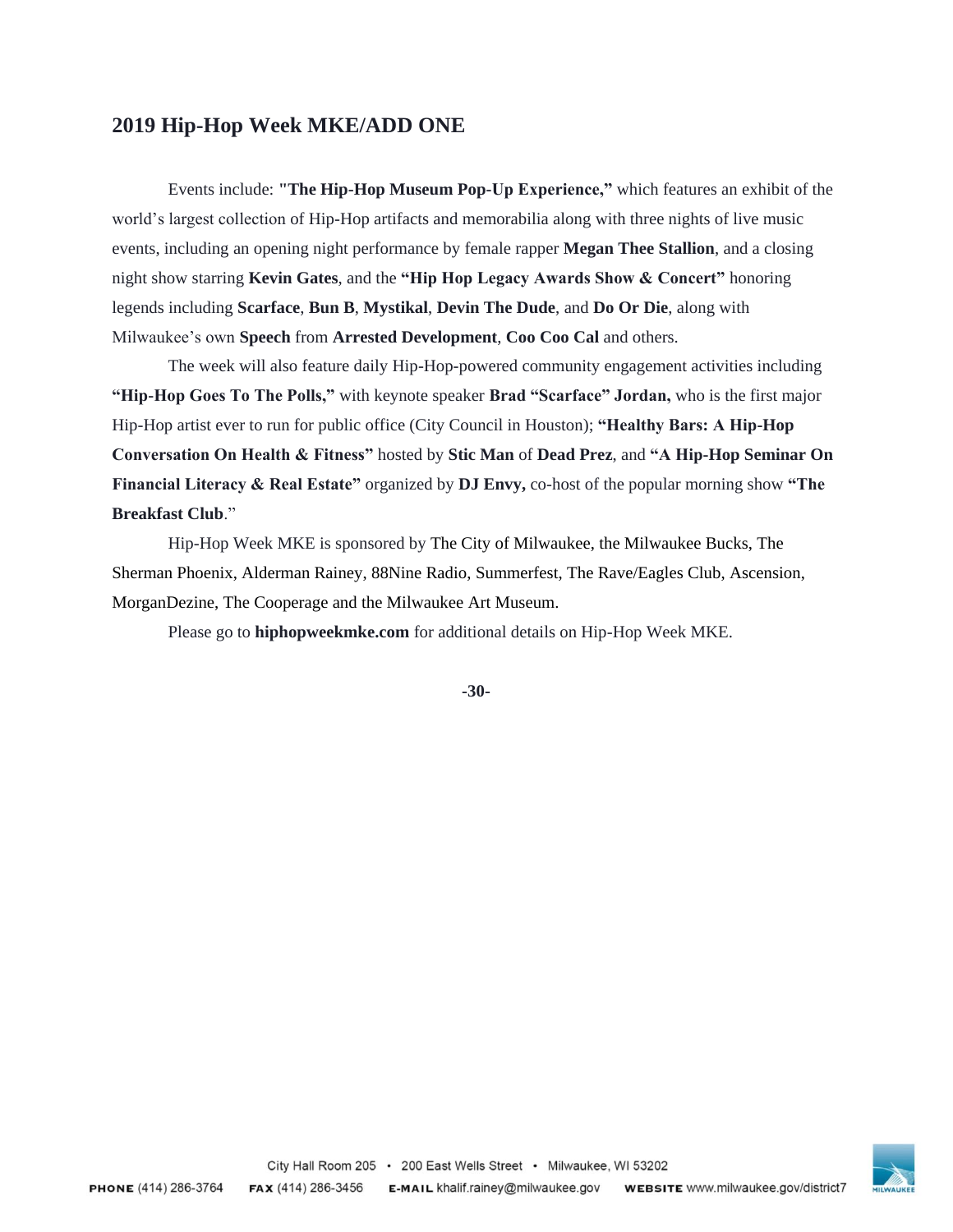## 2019 Hip-Hop Week MKE/ADD ONE

Events include: **"The Hip-Hop Museum Pop-Up Experience,"** which features an exhibit of the world's largest collection of Hip-Hop artifacts and memorabilia along with three nights of live music events, including an opening night performance by female rapper **Megan Thee Stallion**, and a closing night show starring **Kevin Gates**, and the **"Hip Hop Legacy Awards Show & Concert"** honoring legends including **Scarface**, **Bun B**, **Mystikal**, **Devin The Dude**, and **Do Or Die**, along with Milwaukee's own **Speech** from **Arrested Development**, **Coo Coo Cal** and others.

The week will also feature daily Hip-Hop-powered community engagement activities including **"Hip-Hop Goes To The Polls,"** with keynote speaker **Brad "Scarface" Jordan,** who is the first major Hip-Hop artist ever to run for public office (City Council in Houston); **"Healthy Bars: A Hip-Hop Conversation On Health & Fitness"** hosted by **Stic Man** of **Dead Prez**, and **"A Hip-Hop Seminar On Financial Literacy & Real Estate"** organized by **DJ Envy,** co-host of the popular morning show **"The Breakfast Club**."

Hip-Hop Week MKE is sponsored by The City of Milwaukee, the Milwaukee Bucks, The Sherman Phoenix, Alderman Rainey, 88Nine Radio, Summerfest, The Rave/Eagles Club, Ascension, MorganDezine, The Cooperage and the Milwaukee Art Museum.

Please go to **hiphopweekmke.com** for additional details on Hip-Hop Week MKE.

**-30-**

City Hall Room 205 • 200 East Wells Street • Milwaukee, WI 53202

**PHONE** (414) 286-3764 **FAX** (414) 286-3456 **E-MAIL** khalif.rainey@milwaukee.gov **WEBSITE** www.milwaukee.gov/district7